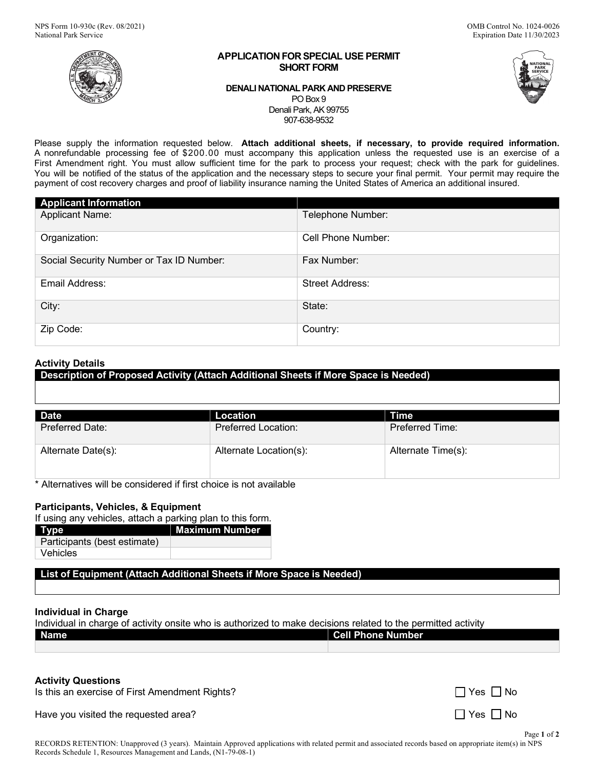NPS Form 10-930c (Rev. 08/2021)
National Park Service

OMB Control No. 1024-0026
Expiration Date 11/30/2023

# APPLICATION FOR SPECIAL USE PERMIT
## SHORT FORM

**DENALI NATIONAL PARK AND PRESERVE**
PO Box 9
Denali Park, AK 99755
907-638-9532

Please supply the information requested below. **Attach additional sheets, if necessary, to provide required information.** A nonrefundable processing fee of $200.00 must accompany this application unless the requested use is an exercise of a First Amendment right. You must allow sufficient time for the park to process your request; check with the park for guidelines. You will be notified of the status of the application and the necessary steps to secure your final permit. Your permit may require the payment of cost recovery charges and proof of liability insurance naming the United States of America an additional insured.

| Applicant Information | |
|---|---|
| Applicant Name: | Telephone Number: |
| Organization: | Cell Phone Number: |
| Social Security Number or Tax ID Number: | Fax Number: |
| Email Address: | Street Address: |
| City: | State: |
| Zip Code: | Country: |

### Activity Details

| Description of Proposed Activity (Attach Additional Sheets if More Space is Needed) |
|---|
| |

| Date | Location | Time |
|---|---|---|
| Preferred Date: | Preferred Location: | Preferred Time: |
| Alternate Date(s): | Alternate Location(s): | Alternate Time(s): |

* Alternatives will be considered if first choice is not available

### Participants, Vehicles, & Equipment

If using any vehicles, attach a parking plan to this form.

| Type | Maximum Number |
|---|---|
| Participants (best estimate) | |
| Vehicles | |

| List of Equipment (Attach Additional Sheets if More Space is Needed) |
|---|
| |

### Individual in Charge

Individual in charge of activity onsite who is authorized to make decisions related to the permitted activity

| Name | Cell Phone Number |
|---|---|
| | |

### Activity Questions

Is this an exercise of First Amendment Rights? ☐ Yes ☐ No

Have you visited the requested area? ☐ Yes ☐ No

RECORDS RETENTION: Unapproved (3 years). Maintain Approved applications with related permit and associated records based on appropriate item(s) in NPS Records Schedule 1, Resources Management and Lands, (N1-79-08-1)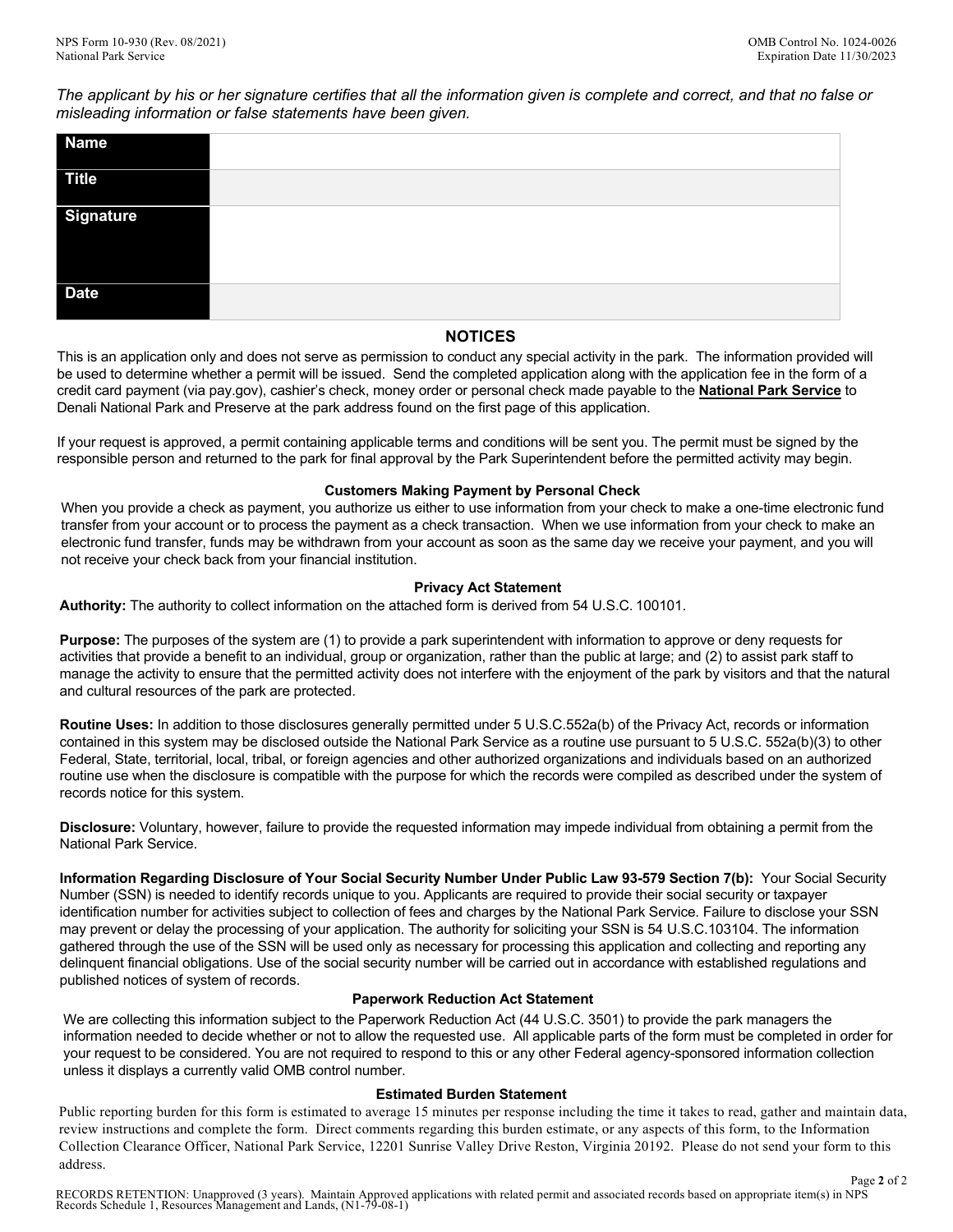*The applicant by his or her signature certifies that all the information given is complete and correct, and that no false or misleading information or false statements have been given.*

| | |
|---|---|
| **Name** | |
| **Title** | |
| **Signature** | |
| **Date** | |

## NOTICES

This is an application only and does not serve as permission to conduct any special activity in the park. The information provided will be used to determine whether a permit will be issued. Send the completed application along with the application fee in the form of a credit card payment (via pay.gov), cashier's check, money order or personal check made payable to the **National Park Service** to Denali National Park and Preserve at the park address found on the first page of this application.

If your request is approved, a permit containing applicable terms and conditions will be sent you. The permit must be signed by the responsible person and returned to the park for final approval by the Park Superintendent before the permitted activity may begin.

### Customers Making Payment by Personal Check

When you provide a check as payment, you authorize us either to use information from your check to make a one-time electronic fund transfer from your account or to process the payment as a check transaction. When we use information from your check to make an electronic fund transfer, funds may be withdrawn from your account as soon as the same day we receive your payment, and you will not receive your check back from your financial institution.

### Privacy Act Statement

**Authority:** The authority to collect information on the attached form is derived from 54 U.S.C. 100101.

**Purpose:** The purposes of the system are (1) to provide a park superintendent with information to approve or deny requests for activities that provide a benefit to an individual, group or organization, rather than the public at large; and (2) to assist park staff to manage the activity to ensure that the permitted activity does not interfere with the enjoyment of the park by visitors and that the natural and cultural resources of the park are protected.

**Routine Uses:** In addition to those disclosures generally permitted under 5 U.S.C.552a(b) of the Privacy Act, records or information contained in this system may be disclosed outside the National Park Service as a routine use pursuant to 5 U.S.C. 552a(b)(3) to other Federal, State, territorial, local, tribal, or foreign agencies and other authorized organizations and individuals based on an authorized routine use when the disclosure is compatible with the purpose for which the records were compiled as described under the system of records notice for this system.

**Disclosure:** Voluntary, however, failure to provide the requested information may impede individual from obtaining a permit from the National Park Service.

**Information Regarding Disclosure of Your Social Security Number Under Public Law 93-579 Section 7(b):** Your Social Security Number (SSN) is needed to identify records unique to you. Applicants are required to provide their social security or taxpayer identification number for activities subject to collection of fees and charges by the National Park Service. Failure to disclose your SSN may prevent or delay the processing of your application. The authority for soliciting your SSN is 54 U.S.C.103104. The information gathered through the use of the SSN will be used only as necessary for processing this application and collecting and reporting any delinquent financial obligations. Use of the social security number will be carried out in accordance with established regulations and published notices of system of records.

### Paperwork Reduction Act Statement

We are collecting this information subject to the Paperwork Reduction Act (44 U.S.C. 3501) to provide the park managers the information needed to decide whether or not to allow the requested use. All applicable parts of the form must be completed in order for your request to be considered. You are not required to respond to this or any other Federal agency-sponsored information collection unless it displays a currently valid OMB control number.

### Estimated Burden Statement

Public reporting burden for this form is estimated to average 15 minutes per response including the time it takes to read, gather and maintain data, review instructions and complete the form. Direct comments regarding this burden estimate, or any aspects of this form, to the Information Collection Clearance Officer, National Park Service, 12201 Sunrise Valley Drive Reston, Virginia 20192. Please do not send your form to this address.

RECORDS RETENTION: Unapproved (3 years). Maintain Approved applications with related permit and associated records based on appropriate item(s) in NPS Records Schedule 1, Resources Management and Lands, (N1-79-08-1)